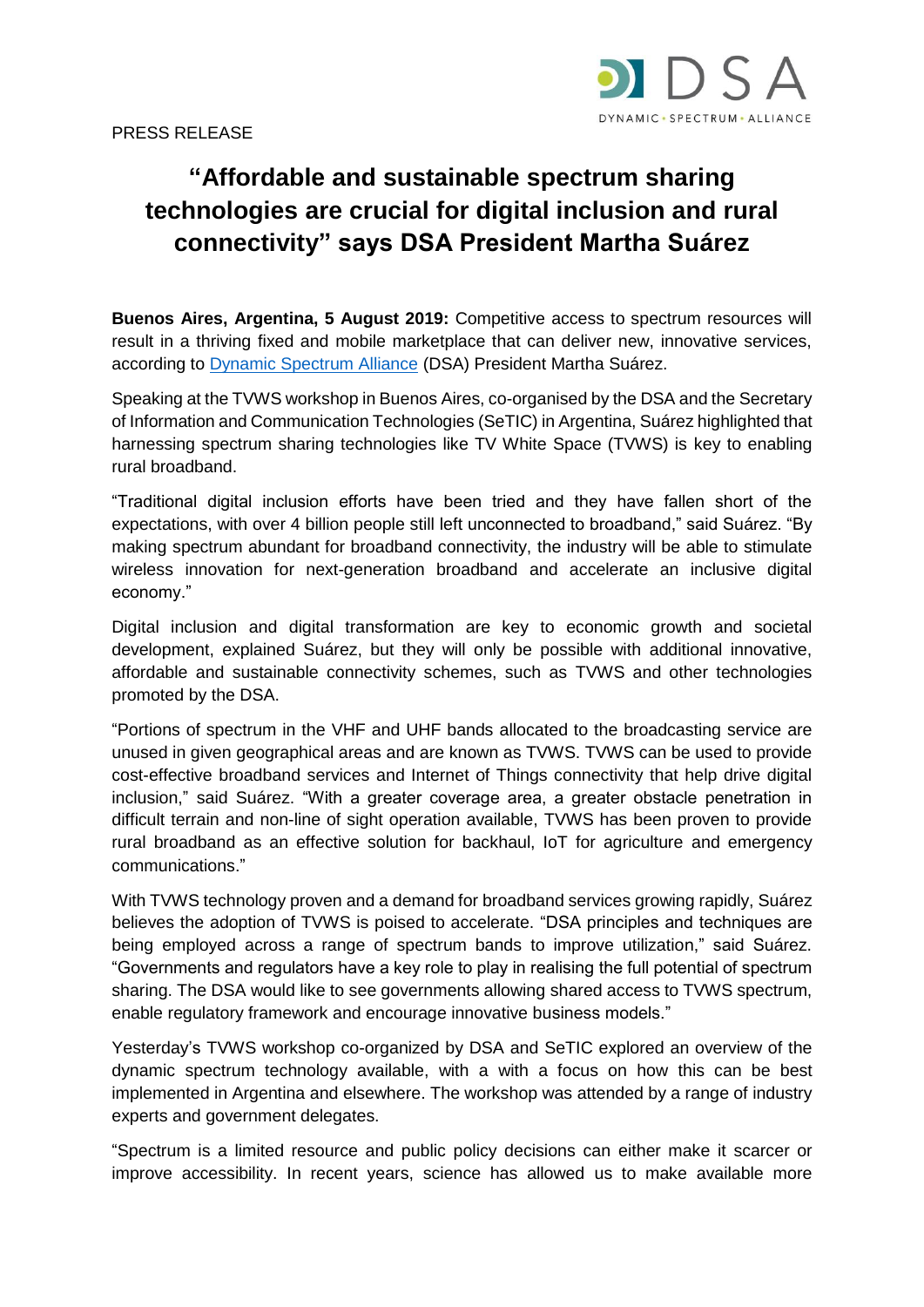PRESS RELEASE

# "Affordable and sustainable spectrum sharing technologies are crucial for digital inclusion and rural connectivity" says DSA President Martha Suárez

**Buenos Aires, Argentina, 5 August 2019:** Competitive access to spectrum resources will result in a thriving fixed and mobile marketplace that can deliver new, innovative services, according to Dynamic Spectrum Alliance (DSA) President Martha Suárez.

Speaking at the TVWS workshop in Buenos Aires, co-organised by the DSA and the Secretary of Information and Communication Technologies (SeTIC) in Argentina, Suárez highlighted that harnessing spectrum sharing technologies like TV White Space (TVWS) is key to enabling rural broadband.

"Traditional digital inclusion efforts have been tried and they have fallen short of the expectations, with over 4 billion people still left unconnected to broadband," said Suárez. "By making spectrum abundant for broadband connectivity, the industry will be able to stimulate wireless innovation for next-generation broadband and accelerate an inclusive digital economy."

Digital inclusion and digital transformation are key to economic growth and societal development, explained Suárez, but they will only be possible with additional innovative, affordable and sustainable connectivity schemes, such as TVWS and other technologies promoted by the DSA.

"Portions of spectrum in the VHF and UHF bands allocated to the broadcasting service are unused in given geographical areas and are known as TVWS. TVWS can be used to provide cost-effective broadband services and Internet of Things connectivity that help drive digital inclusion," said Suárez. "With a greater coverage area, a greater obstacle penetration in difficult terrain and non-line of sight operation available, TVWS has been proven to provide rural broadband as an effective solution for backhaul, IoT for agriculture and emergency communications."

With TVWS technology proven and a demand for broadband services growing rapidly, Suárez believes the adoption of TVWS is poised to accelerate. "DSA principles and techniques are being employed across a range of spectrum bands to improve utilization," said Suárez. "Governments and regulators have a key role to play in realising the full potential of spectrum sharing. The DSA would like to see governments allowing shared access to TVWS spectrum, enable regulatory framework and encourage innovative business models."

Yesterday's TVWS workshop co-organized by DSA and SeTIC explored an overview of the dynamic spectrum technology available, with a with a focus on how this can be best implemented in Argentina and elsewhere. The workshop was attended by a range of industry experts and government delegates.

"Spectrum is a limited resource and public policy decisions can either make it scarcer or improve accessibility. In recent years, science has allowed us to make available more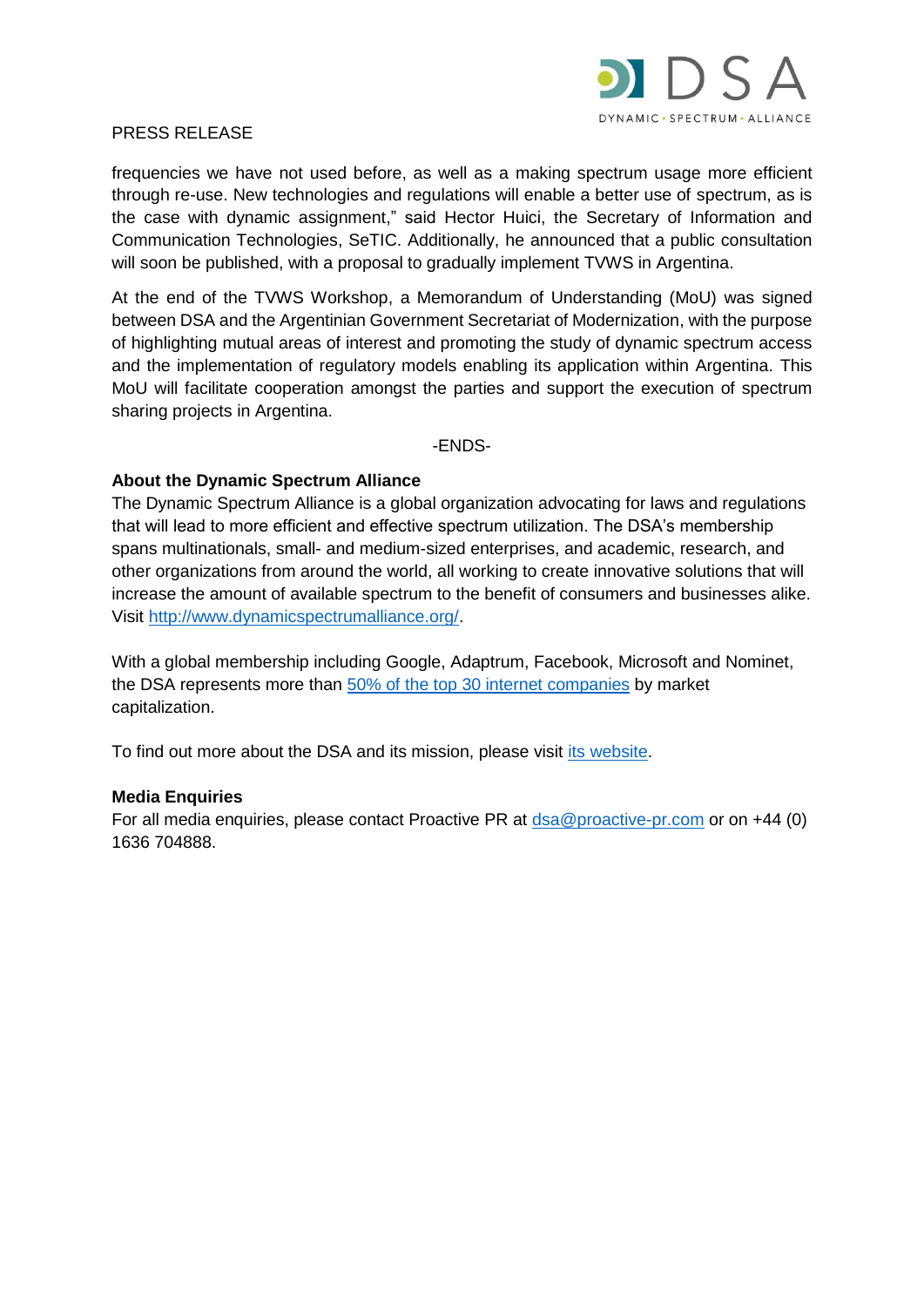frequencies we have not used before, as well as a making spectrum usage more efficient through re-use. New technologies and regulations will enable a better use of spectrum, as is the case with dynamic assignment," said Hector Huici, the Secretary of Information and Communication Technologies, SeTIC. Additionally, he announced that a public consultation will soon be published, with a proposal to gradually implement TVWS in Argentina.

At the end of the TVWS Workshop, a Memorandum of Understanding (MoU) was signed between DSA and the Argentinian Government Secretariat of Modernization, with the purpose of highlighting mutual areas of interest and promoting the study of dynamic spectrum access and the implementation of regulatory models enabling its application within Argentina. This MoU will facilitate cooperation amongst the parties and support the execution of spectrum sharing projects in Argentina.

-ENDS-

**About the Dynamic Spectrum Alliance**

The Dynamic Spectrum Alliance is a global organization advocating for laws and regulations that will lead to more efficient and effective spectrum utilization. The DSA's membership spans multinationals, small- and medium-sized enterprises, and academic, research, and other organizations from around the world, all working to create innovative solutions that will increase the amount of available spectrum to the benefit of consumers and businesses alike. Visit http://www.dynamicspectrumalliance.org/.

With a global membership including Google, Adaptrum, Facebook, Microsoft and Nominet, the DSA represents more than 50% of the top 30 internet companies by market capitalization.

To find out more about the DSA and its mission, please visit its website.

**Media Enquiries**

For all media enquiries, please contact Proactive PR at dsa@proactive-pr.com or on +44 (0) 1636 704888.